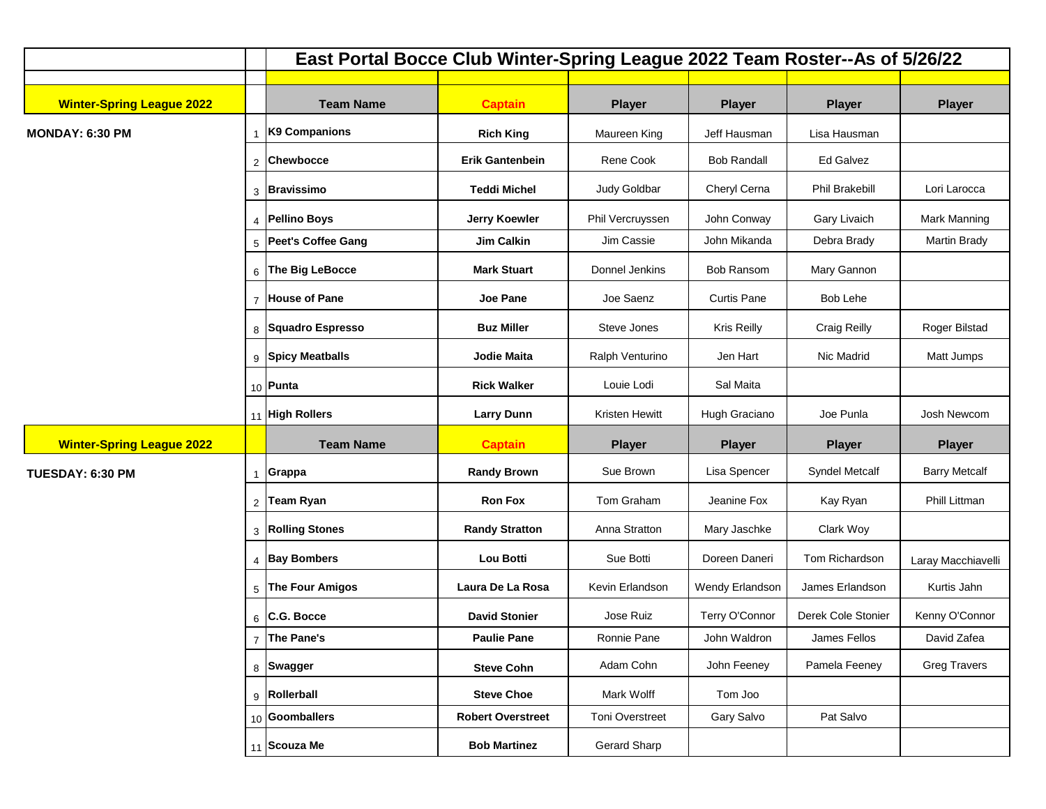# East Portal Bocce Club Winter-Spring League 2022 Team Roster--As of 5/26/22

| Winter-Spring League 2022 | | Team Name | Captain | Player | Player | Player | Player |
|---|---|---|---|---|---|---|---|
| **MONDAY: 6:30 PM** | 1 | **K9 Companions** | **Rich King** | Maureen King | Jeff Hausman | Lisa Hausman | |
| | 2 | **Chewbocce** | **Erik Gantenbein** | Rene Cook | Bob Randall | Ed Galvez | |
| | 3 | **Bravissimo** | **Teddi Michel** | Judy Goldbar | Cheryl Cerna | Phil Brakebill | Lori Larocca |
| | 4 | **Pellino Boys** | **Jerry Koewler** | Phil Vercruyssen | John Conway | Gary Livaich | Mark Manning |
| | 5 | **Peet's Coffee Gang** | **Jim Calkin** | Jim Cassie | John Mikanda | Debra Brady | Martin Brady |
| | 6 | **The Big LeBocce** | **Mark Stuart** | Donnel Jenkins | Bob Ransom | Mary Gannon | |
| | 7 | **House of Pane** | **Joe Pane** | Joe Saenz | Curtis Pane | Bob Lehe | |
| | 8 | **Squadro Espresso** | **Buz Miller** | Steve Jones | Kris Reilly | Craig Reilly | Roger Bilstad |
| | 9 | **Spicy Meatballs** | **Jodie Maita** | Ralph Venturino | Jen Hart | Nic Madrid | Matt Jumps |
| | 10 | **Punta** | **Rick Walker** | Louie Lodi | Sal Maita | | |
| | 11 | **High Rollers** | **Larry Dunn** | Kristen Hewitt | Hugh Graciano | Joe Punla | Josh Newcom |
| **Winter-Spring League 2022** | | **Team Name** | **Captain** | **Player** | **Player** | **Player** | **Player** |
| **TUESDAY: 6:30 PM** | 1 | **Grappa** | **Randy Brown** | Sue Brown | Lisa Spencer | Syndel Metcalf | Barry Metcalf |
| | 2 | **Team Ryan** | **Ron Fox** | Tom Graham | Jeanine Fox | Kay Ryan | Phill Littman |
| | 3 | **Rolling Stones** | **Randy Stratton** | Anna Stratton | Mary Jaschke | Clark Woy | |
| | 4 | **Bay Bombers** | **Lou Botti** | Sue Botti | Doreen Daneri | Tom Richardson | Laray Macchiavelli |
| | 5 | **The Four Amigos** | **Laura De La Rosa** | Kevin Erlandson | Wendy Erlandson | James Erlandson | Kurtis Jahn |
| | 6 | **C.G. Bocce** | **David Stonier** | Jose Ruiz | Terry O'Connor | Derek Cole Stonier | Kenny O'Connor |
| | 7 | **The Pane's** | **Paulie Pane** | Ronnie Pane | John Waldron | James Fellos | David Zafea |
| | 8 | **Swagger** | **Steve Cohn** | Adam Cohn | John Feeney | Pamela Feeney | Greg Travers |
| | 9 | **Rollerball** | **Steve Choe** | Mark Wolff | Tom Joo | | |
| | 10 | **Goomballers** | **Robert Overstreet** | Toni Overstreet | Gary Salvo | Pat Salvo | |
| | 11 | **Scouza Me** | **Bob Martinez** | Gerard Sharp | | | |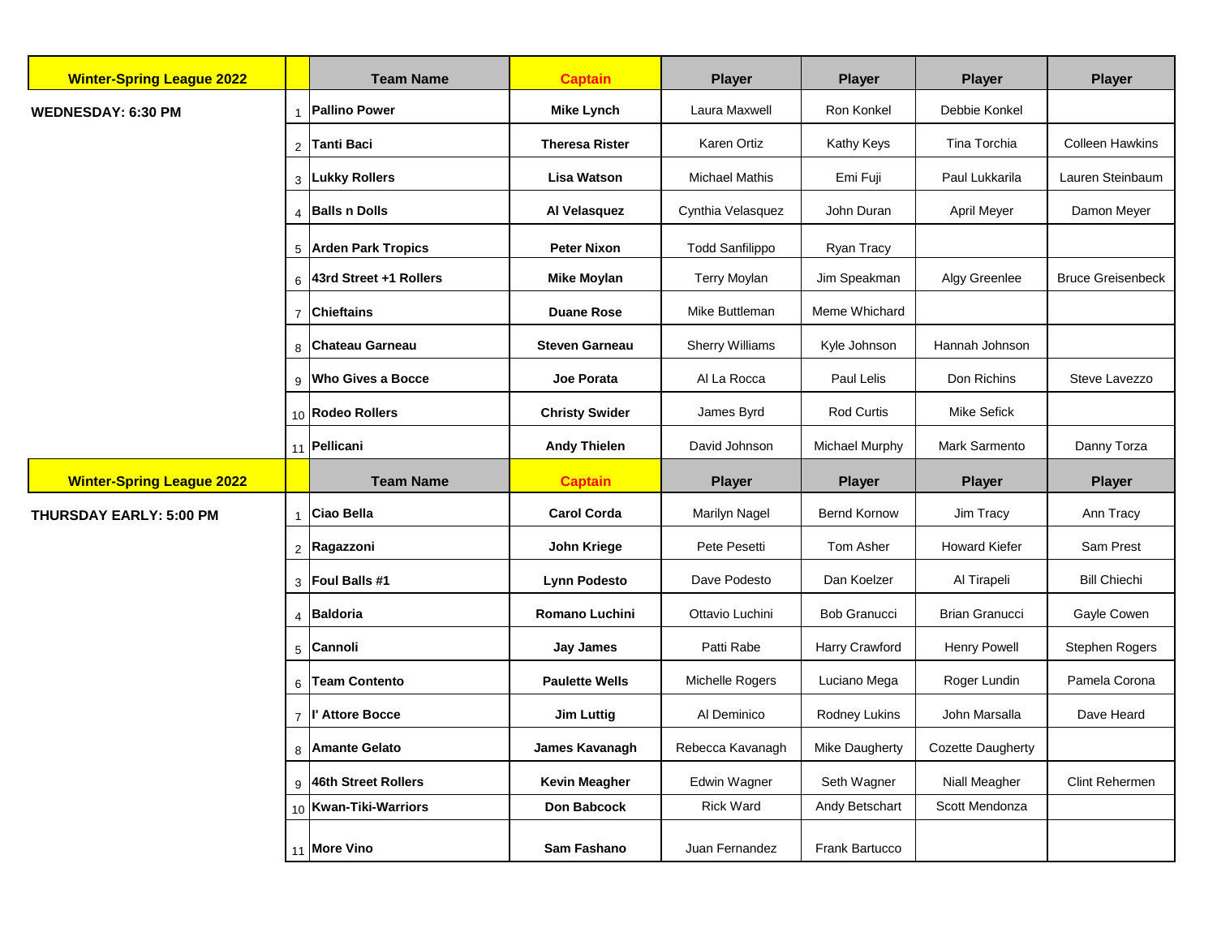| Winter-Spring League 2022 | | Team Name | Captain | Player | Player | Player | Player |
|---|---|---|---|---|---|---|---|
| WEDNESDAY: 6:30 PM | 1 | Pallino Power | Mike Lynch | Laura Maxwell | Ron Konkel | Debbie Konkel | |
| | 2 | Tanti Baci | Theresa Rister | Karen Ortiz | Kathy Keys | Tina Torchia | Colleen Hawkins |
| | 3 | Lukky Rollers | Lisa Watson | Michael Mathis | Emi Fuji | Paul Lukkarila | Lauren Steinbaum |
| | 4 | Balls n Dolls | Al Velasquez | Cynthia Velasquez | John Duran | April Meyer | Damon Meyer |
| | 5 | Arden Park Tropics | Peter Nixon | Todd Sanfilippo | Ryan Tracy | | |
| | 6 | 43rd Street +1 Rollers | Mike Moylan | Terry Moylan | Jim Speakman | Algy Greenlee | Bruce Greisenbeck |
| | 7 | Chieftains | Duane Rose | Mike Buttleman | Meme Whichard | | |
| | 8 | Chateau Garneau | Steven Garneau | Sherry Williams | Kyle Johnson | Hannah Johnson | |
| | 9 | Who Gives a Bocce | Joe Porata | Al La Rocca | Paul Lelis | Don Richins | Steve Lavezzo |
| | 10 | Rodeo Rollers | Christy Swider | James Byrd | Rod Curtis | Mike Sefick | |
| | 11 | Pellicani | Andy Thielen | David Johnson | Michael Murphy | Mark Sarmento | Danny Torza |

| Winter-Spring League 2022 | | Team Name | Captain | Player | Player | Player | Player |
|---|---|---|---|---|---|---|---|
| THURSDAY EARLY: 5:00 PM | 1 | Ciao Bella | Carol Corda | Marilyn Nagel | Bernd Kornow | Jim Tracy | Ann Tracy |
| | 2 | Ragazzoni | John Kriege | Pete Pesetti | Tom Asher | Howard Kiefer | Sam Prest |
| | 3 | Foul Balls #1 | Lynn Podesto | Dave Podesto | Dan Koelzer | Al Tirapeli | Bill Chiechi |
| | 4 | Baldoria | Romano Luchini | Ottavio Luchini | Bob Granucci | Brian Granucci | Gayle Cowen |
| | 5 | Cannoli | Jay James | Patti Rabe | Harry Crawford | Henry Powell | Stephen Rogers |
| | 6 | Team Contento | Paulette Wells | Michelle Rogers | Luciano Mega | Roger Lundin | Pamela Corona |
| | 7 | l' Attore Bocce | Jim Luttig | Al Deminico | Rodney Lukins | John Marsalla | Dave Heard |
| | 8 | Amante Gelato | James Kavanagh | Rebecca Kavanagh | Mike Daugherty | Cozette Daugherty | |
| | 9 | 46th Street Rollers | Kevin Meagher | Edwin Wagner | Seth Wagner | Niall Meagher | Clint Rehermen |
| | 10 | Kwan-Tiki-Warriors | Don Babcock | Rick Ward | Andy Betschart | Scott Mendonza | |
| | 11 | More Vino | Sam Fashano | Juan Fernandez | Frank Bartucco | | |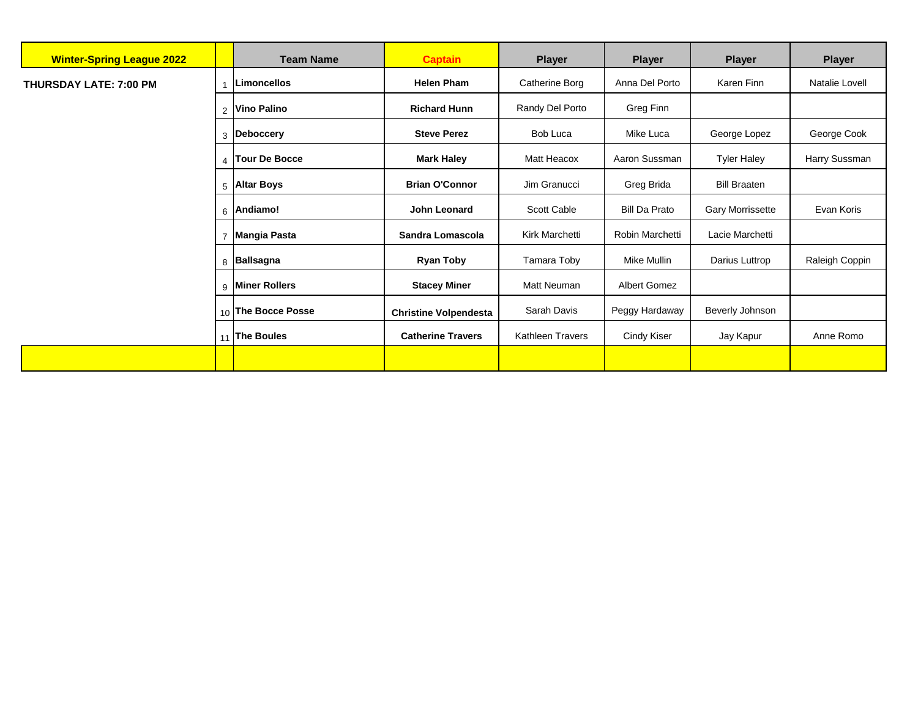| Winter-Spring League 2022 | | Team Name | Captain | Player | Player | Player | Player |
|---|---|---|---|---|---|---|---|
| **THURSDAY LATE: 7:00 PM** | 1 | **Limoncellos** | **Helen Pham** | Catherine Borg | Anna Del Porto | Karen Finn | Natalie Lovell |
| | 2 | **Vino Palino** | **Richard Hunn** | Randy Del Porto | Greg Finn | | |
| | 3 | **Deboccery** | **Steve Perez** | Bob Luca | Mike Luca | George Lopez | George Cook |
| | 4 | **Tour De Bocce** | **Mark Haley** | Matt Heacox | Aaron Sussman | Tyler Haley | Harry Sussman |
| | 5 | **Altar Boys** | **Brian O'Connor** | Jim Granucci | Greg Brida | Bill Braaten | |
| | 6 | **Andiamo!** | **John Leonard** | Scott Cable | Bill Da Prato | Gary Morrissette | Evan Koris |
| | 7 | **Mangia Pasta** | **Sandra Lomascola** | Kirk Marchetti | Robin Marchetti | Lacie Marchetti | |
| | 8 | **Ballsagna** | **Ryan Toby** | Tamara Toby | Mike Mullin | Darius Luttrop | Raleigh Coppin |
| | 9 | **Miner Rollers** | **Stacey Miner** | Matt Neuman | Albert Gomez | | |
| | 10 | **The Bocce Posse** | **Christine Volpendesta** | Sarah Davis | Peggy Hardaway | Beverly Johnson | |
| | 11 | **The Boules** | **Catherine Travers** | Kathleen Travers | Cindy Kiser | Jay Kapur | Anne Romo |